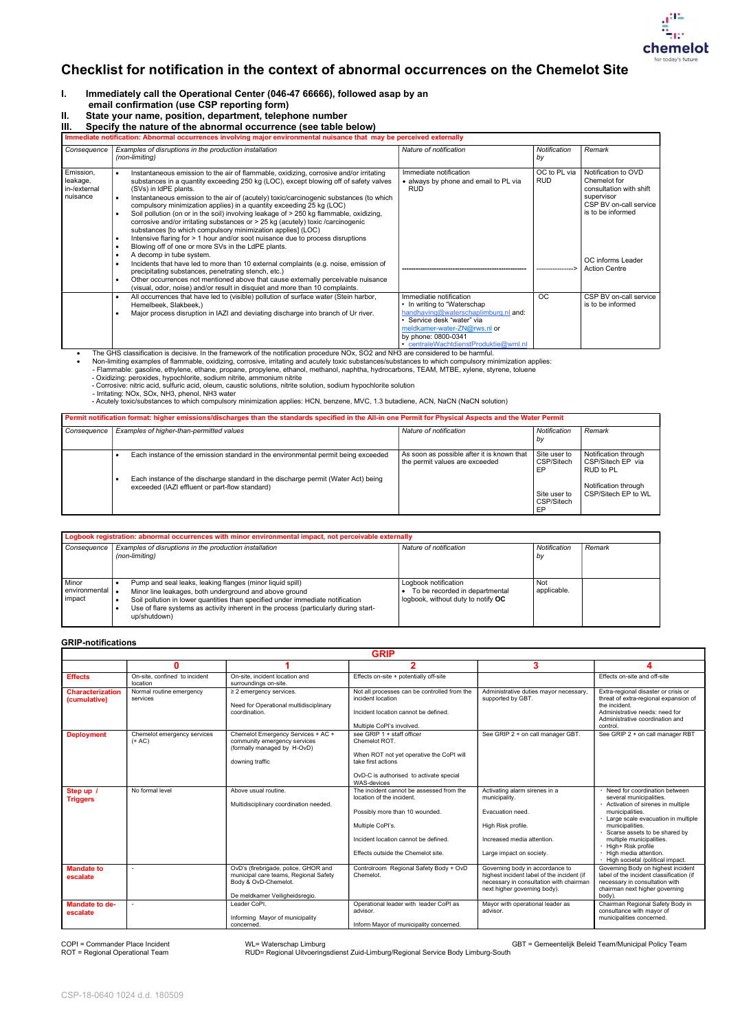# Checklist for notification in the context of abnormal occurrences on the Chemelot Site

**I. Immediately call the Operational Center (046-47 66666), followed by asap by an email confirmation (use CSP reporting form)**

**II. State your name, position, department, telephone number**

**III. Specify the nature of the abnormal occurrence (see table below)**

| **Immediate notification: Abnormal occurrences involving major environmental nuisance that may be perceived externally** | | | | |
|---|---|---|---|---|
| *Consequence* | *Examples of disruptions in the production installation (non-limiting)* | *Nature of notification* | *Notification by* | *Remark* |
| Emission, leakage, in-/external nuisance | • Instantaneous emission to the air of flammable, oxidizing, corrosive and/or irritating substances in a quantity exceeding 250 kg (LOC), except blowing off of safety valves (SVs) in ldPE plants.<br>• Instantaneous emission to the air of (acutely) toxic/carcinogenic substances (to which compulsory minimization applies) in a quantity exceeding 25 kg (LOC)<br>• Soil pollution (on or in the soil) involving leakage of > 250 kg flammable, oxidizing, corrosive and/or irritating substances or > 25 kg (acutely) toxic /carcinogenic substances [to which compulsory minimization applies] (LOC)<br>• Intensive flaring for > 1 hour and/or soot nuisance due to process disruptions<br>• Blowing off of one or more SVs in the LdPE plants.<br>• A decomp in tube system.<br>• Incidents that have led to more than 10 external complaints (e.g. noise, emission of precipitating substances, penetrating stench, etc.)<br>• Other occurrences not mentioned above that cause externally perceivable nuisance (visual, odor, noise) and/or result in disquiet and more than 10 complaints. | Immediate notification<br>• always by phone and email to PL via RUD<br>------------------------------------------------ | OC to PL via RUD<br>----------------> | Notification to OVD Chemelot for consultation with shift supervisor<br>CSP BV on-call service is to be informed<br>OC informs Leader Action Centre |
| | • All occurrences that have led to (visible) pollution of surface water (Stein harbor, Hemelbeek, Slakbeek,)<br>• Major process disruption in IAZI and deviating discharge into branch of Ur river. | Immediate notification<br>• In writing to "Waterschap handhaving@waterschaplimburg.nl and:<br>• Service desk "water" via meldkamer-water-ZN@rws.nl or by phone: 0800-0341<br>• centraleWachtdienstProduktie@wml.nl | OC | CSP BV on-call service is to be informed |

- The GHS classification is decisive. In the framework of the notification procedure NOx, SO2 and NH3 are considered to be harmful.
- Non-limiting examples of flammable, oxidizing, corrosive, irritating and acutely toxic substances/substances to which compulsory minimization applies:
  - Flammable: gasoline, ethylene, ethane, propane, propylene, ethanol, methanol, naphtha, hydrocarbons, TEAM, MTBE, xylene, styrene, toluene
  - Oxidizing: peroxides, hypochlorite, sodium nitrite, ammonium nitrite
  - Corrosive: nitric acid, sulfuric acid, oleum, caustic solutions, nitrite solution, sodium hypochlorite solution
  - Irritating: NOx, SOx, NH3, phenol, NH3 water
  - Acutely toxic/substances to which compulsory minimization applies: HCN, benzene, MVC, 1.3 butadiene, ACN, NaCN (NaCN solution)

| **Permit notification format: higher emissions/discharges than the standards specified in the All-in one Permit for Physical Aspects and the Water Permit** | | | | |
|---|---|---|---|---|
| *Consequence* | *Examples of higher-than-permitted values* | *Nature of notification* | *Notification by* | *Remark* |
| | • Each instance of the emission standard in the environmental permit being exceeded | As soon as possible after it is known that the permit values are exceeded | Site user to CSP/Sitech EP | Notification through CSP/Sitech EP via RUD to PL |
| | • Each instance of the discharge standard in the discharge permit (Water Act) being exceeded (IAZI effluent or part-flow standard) | | Site user to CSP/Sitech EP | Notification through CSP/Sitech EP to WL |

| **Logbook registration: abnormal occurrences with minor environmental impact, not perceivable externally** | | | | |
|---|---|---|---|---|
| *Consequence* | *Examples of disruptions in the production installation (non-limiting)* | *Nature of notification* | *Notification by* | *Remark* |
| Minor environmental impact | • Pump and seal leaks, leaking flanges (minor liquid spill)<br>• Minor line leakages, both underground and above ground<br>• Soil pollution in lower quantities than specified under immediate notification<br>• Use of flare systems as activity inherent in the process (particularly during start-up/shutdown) | Logbook notification<br>• To be recorded in departmental logbook, without duty to notify **OC** | Not applicable. | |

## GRIP-notifications

| **GRIP** | **0** | **1** | **2** | **3** | **4** |
|---|---|---|---|---|---|
| **Effects** | On-site, confined to incident location | On-site, incident location and surroundings on-site. | Effects on-site + potentially off-site | | Effects on-site and off-site |
| **Characterization (cumulative)** | Normal routine emergency services | ≥ 2 emergency services.<br>Need for Operational multidisciplinary coordination. | Not all processes can be controlled from the incident location<br>Incident location cannot be defined.<br>Multiple CoPI's involved. | Administrative duties mayor necessary, supported by GBT. | Extra-regional disaster or crisis or threat of extra-regional expansion of the incident.<br>Administrative needs: need for Administrative coordination and control. |
| **Deployment** | Chemelot emergency services (+ AC) | Chemelot Emergency Services + AC + community emergency services (formally managed by H-OvD)<br>downing traffic | see GRIP 1 + staff officer Chemelot ROT.<br>When ROT not yet operative the CoPI will take first actions<br>OvD-C is authorised to activate special WAS-devices | See GRIP 2 + on call manager GBT. | See GRIP 2 + on call manager RBT |
| **Step up / Triggers** | No formal level | Above usual routine.<br>Multidisciplinary coordination needed. | The incident cannot be assessed from the location of the incident.<br>Possibly more than 10 wounded.<br>Multiple CoPI's.<br>Incident location cannot be defined.<br>Effects outside the Chemelot site. | Activating alarm sirenes in a municipality.<br>Evacuation need.<br>High Risk profile.<br>Increased media attention.<br>Large impact on society. | • Need for coordination between several municipalities.<br>• Activation of sirenes in multiple municipalities.<br>• Large scale evacuation in multiple municipalities.<br>• Scarse assets to be shared by multiple municipalities.<br>• High+ Risk profile<br>• High media attention.<br>• High societal /political impact. |
| **Mandate to escalate** | - | OvD's (firebrigade, police, GHOR and municipal care teams, Regional Safety Body & OvD-Chemelot.<br>De meldkamer Veiligheidsregio. | Controlroom Regional Safety Body + OvD Chemelot. | Governing body in accordance to highest incident label of the incident (if necessary in consultation with chairman next higher governing body). | Governing Body on highest incident label of the incident classification (if necessary in consultation with chairman next higher governing body). |
| **Mandate to de-escalate** | - | Leader CoPI.<br>Informing Mayor of municipality concerned. | Operational leader with leader CoPI as advisor.<br>Inform Mayor of municipality concerned. | Mayor with operational leader as advisor. | Chairman Regional Safety Body in consultance with mayor of municipalities concerned. |

COPI = Commander Place Incident
ROT = Regional Operational Team

WL= Waterschap Limburg
RUD= Regional Uitvoeringsdienst Zuid-Limburg/Regional Service Body Limburg-South

GBT = Gemeentelijk Beleid Team/Municipal Policy Team

CSP-18-0640 1024 d.d. 180509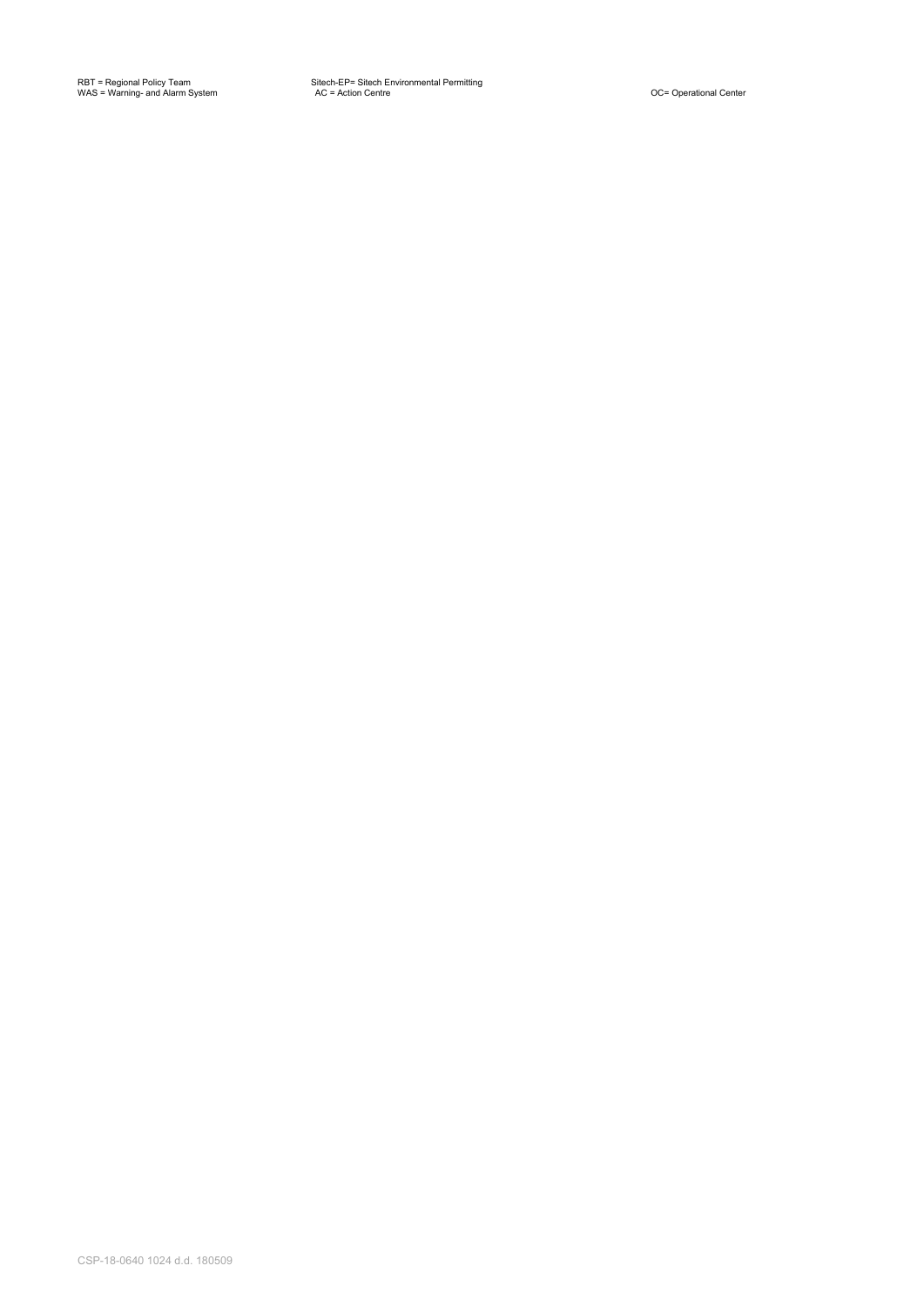RBT = Regional Policy Team

WAS = Warning- and Alarm System

Sitech-EP= Sitech Environmental Permitting

AC = Action Centre

OC= Operational Center